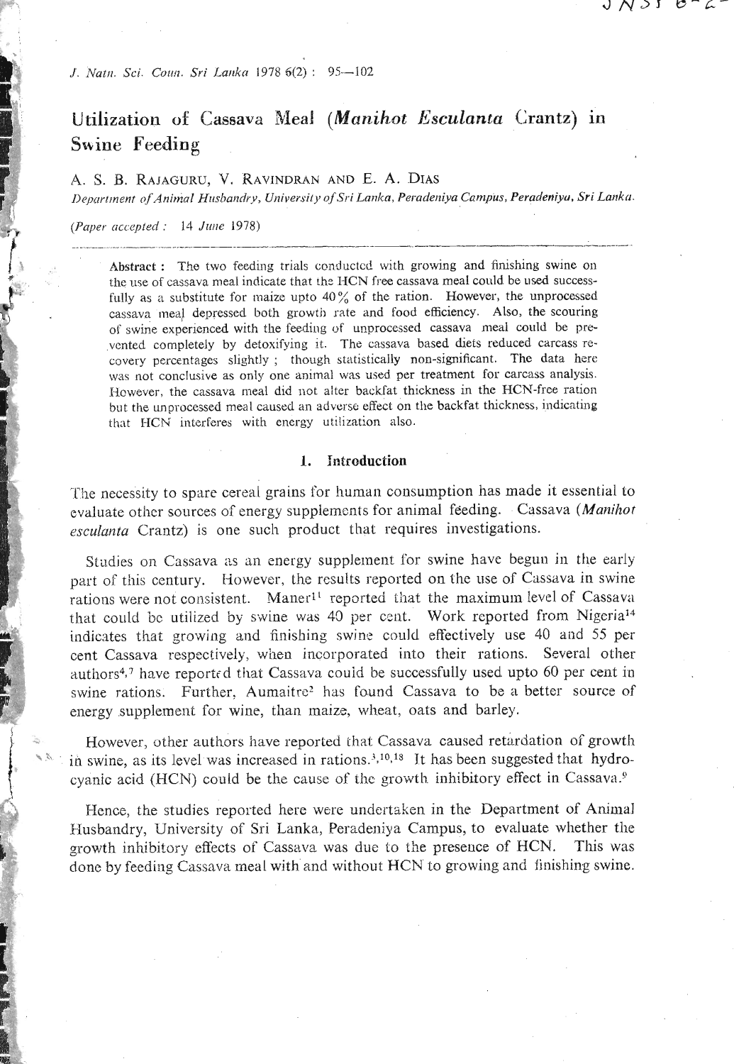# Utilization of Cassava Meal (*Manihot Esculanta* Crantz) in Swine Feeding

A. S. B. RAJAGURU, V. RAVINDRAN AND E. A. DIAS

*Department of Animal Husbandry, University of Sri Lanka, Peradeniya Campus, Peradeniya, Sri Lanka.*

*(Paper accepted : 14 June 1978)*

**Abstract :** The two feeding trials conducted with growing and finishing swine on the use of cassava meal indicate that the HCN free cassava meal could be used successfully as a substitute for maize upto 40% of the ration. However, the unprocessed cassava meal depressed both growth rate and food efficiency. Also, the scouring of swine experienced with the feeding of unprocessed cassava meal could be prevented completely by detoxifying it. The cassava based diets reduced carcass recovery percentages slightly ; though statistically non-significant. The data here was not conclusive as only one animal was used per treatment for carcass analysis. However, the cassava meal did not alter backfat thickness in the HCN-free ration but the unprocessed meal caused an adverse effect on the backfat thickness, indicating that HCN interferes with energy utilization also.

## 1. Introduction

The necessity to spare cereal grains for human consumption has made it essential to evaluate other sources of energy supplements for animal feeding. Cassava (*Manihot esculanta* Crantz) is one such product that requires investigations.

Studies on Cassava as an energy supplement for swine have begun in the early part of this century. However, the results reported on the use of Cassava in swine rations were not consistent. Maner[11] reported that the maximum level of Cassava that could be utilized by swine was 40 per cent. Work reported from Nigeria[14] indicates that growing and finishing swine could effectively use 40 and 55 per cent Cassava respectively, when incorporated into their rations. Several other authors[4,7] have reported that Cassava could be successfully used upto 60 per cent in swine rations. Further, Aumaitre[2] has found Cassava to be a better source of energy supplement for wine, than maize, wheat, oats and barley.

However, other authors have reported that Cassava caused retardation of growth in swine, as its level was increased in rations.[3,10,18] It has been suggested that hydrocyanic acid (HCN) could be the cause of the growth inhibitory effect in Cassava.[9]

Hence, the studies reported here were undertaken in the Department of Animal Husbandry, University of Sri Lanka, Peradeniya Campus, to evaluate whether the growth inhibitory effects of Cassava was due to the presence of HCN. This was done by feeding Cassava meal with and without HCN to growing and finishing swine.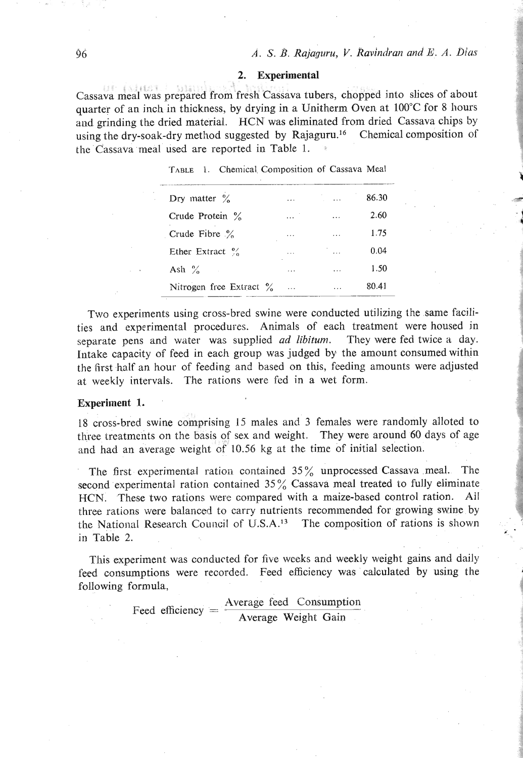## 2. Experimental

Cassava meal was prepared from fresh Cassava tubers, chopped into slices of about quarter of an inch in thickness, by drying in a Unitherm Oven at 100°C for 8 hours and grinding the dried material. HCN was eliminated from dried Cassava chips by using the dry-soak-dry method suggested by Rajaguru.[16] Chemical composition of the Cassava meal used are reported in Table 1.

TABLE 1. Chemical Composition of Cassava Meal

| | |
|---|---|
| Dry matter % | 86.30 |
| Crude Protein % | 2.60 |
| Crude Fibre % | 1.75 |
| Ether Extract % | 0.04 |
| Ash % | 1.50 |
| Nitrogen free Extract % | 80.41 |

Two experiments using cross-bred swine were conducted utilizing the same facilities and experimental procedures. Animals of each treatment were housed in separate pens and water was supplied *ad libitum*. They were fed twice a day. Intake capacity of feed in each group was judged by the amount consumed within the first half an hour of feeding and based on this, feeding amounts were adjusted at weekly intervals. The rations were fed in a wet form.

### Experiment 1.

18 cross-bred swine comprising 15 males and 3 females were randomly alloted to three treatments on the basis of sex and weight. They were around 60 days of age and had an average weight of 10.56 kg at the time of initial selection.

The first experimental ration contained 35% unprocessed Cassava meal. The second experimental ration contained 35% Cassava meal treated to fully eliminate HCN. These two rations were compared with a maize-based control ration. All three rations were balanced to carry nutrients recommended for growing swine by the National Research Council of U.S.A.[13] The composition of rations is shown in Table 2.

This experiment was conducted for five weeks and weekly weight gains and daily feed consumptions were recorded. Feed efficiency was calculated by using the following formula,

$$\text{Feed efficiency} = \frac{\text{Average feed Consumption}}{\text{Average Weight Gain}}$$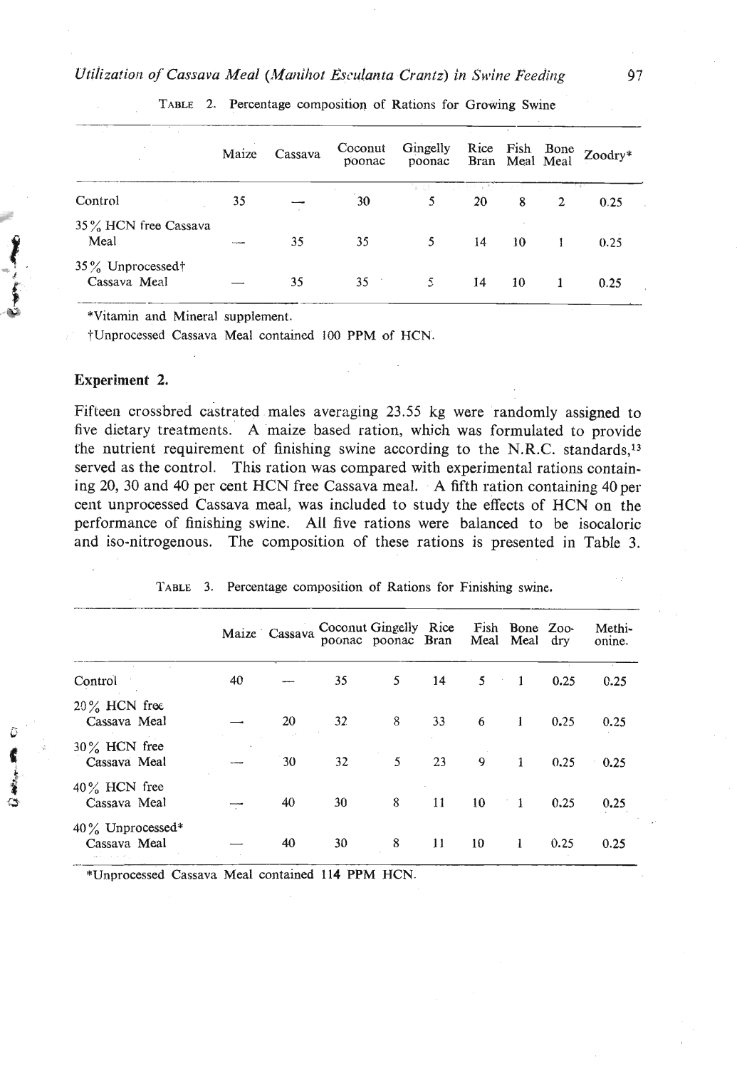TABLE 2. Percentage composition of Rations for Growing Swine

| | Maize | Cassava | Coconut poonac | Gingelly poonac | Rice Bran | Fish Meal | Bone Meal | Zoodry* |
|---|---|---|---|---|---|---|---|---|
| Control | 35 | — | 30 | 5 | 20 | 8 | 2 | 0.25 |
| 35% HCN free Cassava Meal | — | 35 | 35 | 5 | 14 | 10 | 1 | 0.25 |
| 35% Unprocessed† Cassava Meal | — | 35 | 35 | 5 | 14 | 10 | 1 | 0.25 |

*Vitamin and Mineral supplement.

†Unprocessed Cassava Meal contained 100 PPM of HCN.

### Experiment 2.

Fifteen crossbred castrated males averaging 23.55 kg were randomly assigned to five dietary treatments. A maize based ration, which was formulated to provide the nutrient requirement of finishing swine according to the N.R.C. standards,[13] served as the control. This ration was compared with experimental rations containing 20, 30 and 40 per cent HCN free Cassava meal. A fifth ration containing 40 per cent unprocessed Cassava meal, was included to study the effects of HCN on the performance of finishing swine. All five rations were balanced to be isocaloric and iso-nitrogenous. The composition of these rations is presented in Table 3.

TABLE 3. Percentage composition of Rations for Finishing swine.

| | Maize | Cassava | Coconut poonac | Gingelly poonac | Rice Bran | Fish Meal | Bone Meal | Zoo-dry | Methi-onine. |
|---|---|---|---|---|---|---|---|---|---|
| Control | 40 | — | 35 | 5 | 14 | 5 | 1 | 0.25 | 0.25 |
| 20% HCN free Cassava Meal | — | 20 | 32 | 8 | 33 | 6 | 1 | 0.25 | 0.25 |
| 30% HCN free Cassava Meal | — | 30 | 32 | 5 | 23 | 9 | 1 | 0.25 | 0.25 |
| 40% HCN free Cassava Meal | — | 40 | 30 | 8 | 11 | 10 | 1 | 0.25 | 0.25 |
| 40% Unprocessed* Cassava Meal | — | 40 | 30 | 8 | 11 | 10 | 1 | 0.25 | 0.25 |

*Unprocessed Cassava Meal contained 114 PPM HCN.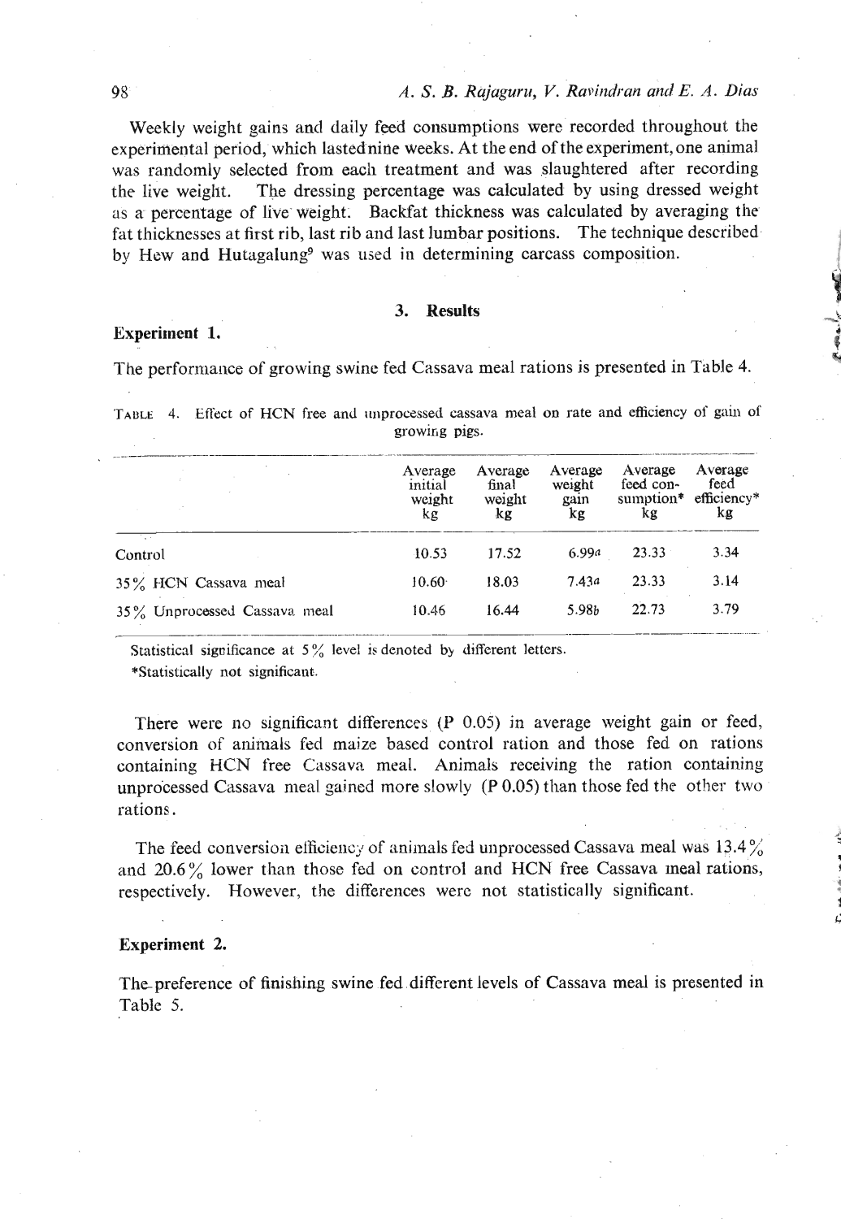Weekly weight gains and daily feed consumptions were recorded throughout the experimental period, which lasted nine weeks. At the end of the experiment, one animal was randomly selected from each treatment and was slaughtered after recording the live weight. The dressing percentage was calculated by using dressed weight as a percentage of live weight. Backfat thickness was calculated by averaging the fat thicknesses at first rib, last rib and last lumbar positions. The technique described by Hew and Hutagalung[9] was used in determining carcass composition.

## 3. Results

### Experiment 1.

The performance of growing swine fed Cassava meal rations is presented in Table 4.

TABLE 4. Effect of HCN free and unprocessed cassava meal on rate and efficiency of gain of growing pigs.

| | Average initial weight kg | Average final weight kg | Average weight gain kg | Average feed consumption* kg | Average feed efficiency* kg |
|---|---|---|---|---|---|
| Control | 10.53 | 17.52 | 6.99a | 23.33 | 3.34 |
| 35% HCN Cassava meal | 10.60 | 18.03 | 7.43a | 23.33 | 3.14 |
| 35% Unprocessed Cassava meal | 10.46 | 16.44 | 5.98b | 22.73 | 3.79 |

Statistical significance at 5% level is denoted by different letters.
*Statistically not significant.

There were no significant differences (P 0.05) in average weight gain or feed, conversion of animals fed maize based control ration and those fed on rations containing HCN free Cassava meal. Animals receiving the ration containing unprocessed Cassava meal gained more slowly (P 0.05) than those fed the other two rations.

The feed conversion efficiency of animals fed unprocessed Cassava meal was 13.4% and 20.6% lower than those fed on control and HCN free Cassava meal rations, respectively. However, the differences were not statistically significant.

### Experiment 2.

The preference of finishing swine fed different levels of Cassava meal is presented in Table 5.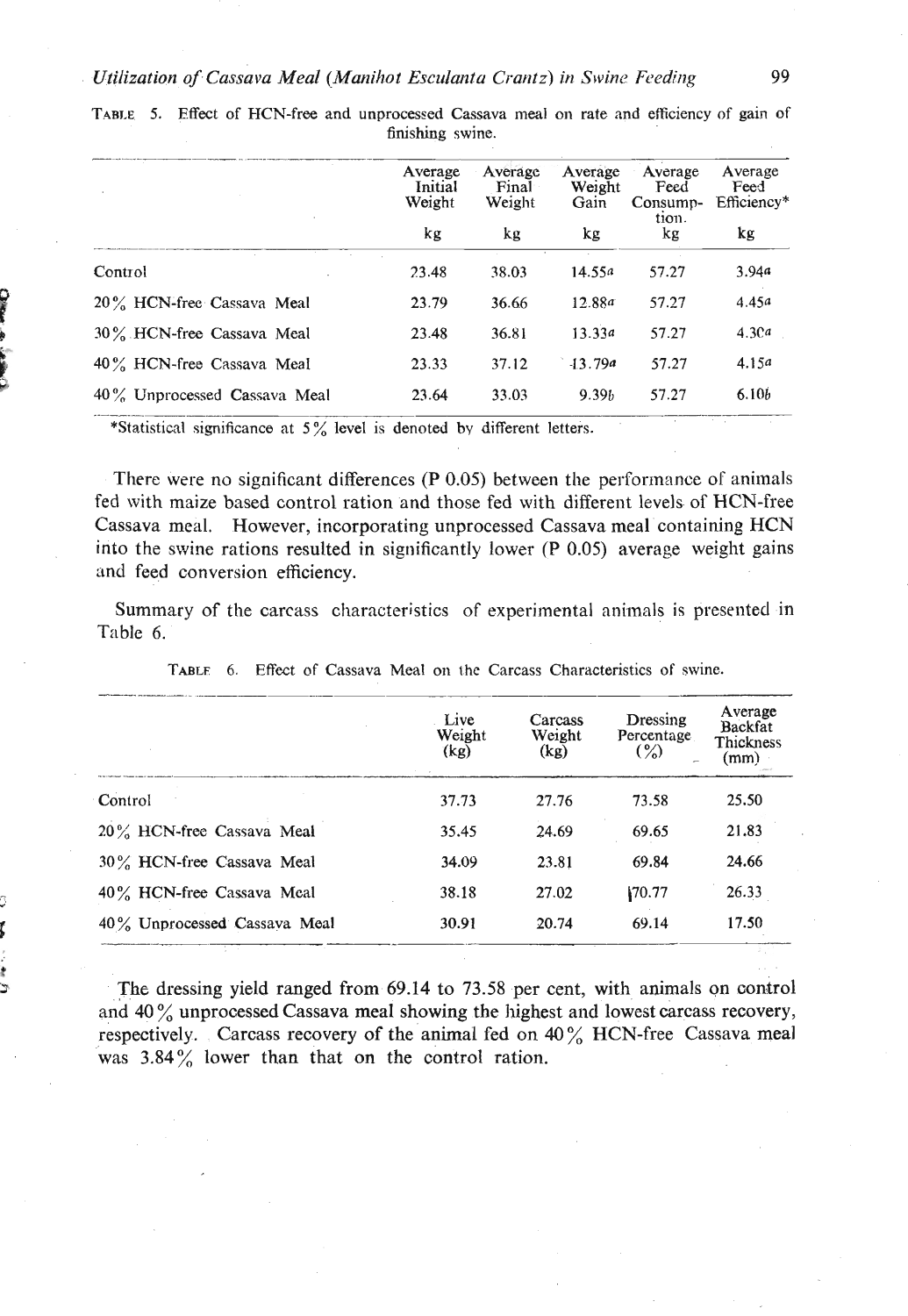TABLE 5. Effect of HCN-free and unprocessed Cassava meal on rate and efficiency of gain of finishing swine.

| | Average Initial Weight kg | Average Final Weight kg | Average Weight Gain kg | Average Feed Consumption. kg | Average Feed Efficiency* kg |
|---|---|---|---|---|---|
| Control | 23.48 | 38.03 | 14.55a | 57.27 | 3.94a |
| 20% HCN-free Cassava Meal | 23.79 | 36.66 | 12.88a | 57.27 | 4.45a |
| 30% HCN-free Cassava Meal | 23.48 | 36.81 | 13.33a | 57.27 | 4.30a |
| 40% HCN-free Cassava Meal | 23.33 | 37.12 | 13.79a | 57.27 | 4.15a |
| 40% Unprocessed Cassava Meal | 23.64 | 33.03 | 9.39b | 57.27 | 6.10b |

*Statistical significance at 5% level is denoted by different letters.

There were no significant differences (P 0.05) between the performance of animals fed with maize based control ration and those fed with different levels of HCN-free Cassava meal. However, incorporating unprocessed Cassava meal containing HCN into the swine rations resulted in significantly lower (P 0.05) average weight gains and feed conversion efficiency.

Summary of the carcass characteristics of experimental animals is presented in Table 6.

TABLE 6. Effect of Cassava Meal on the Carcass Characteristics of swine.

| | Live Weight (kg) | Carcass Weight (kg) | Dressing Percentage (%) | Average Backfat Thickness (mm) |
|---|---|---|---|---|
| Control | 37.73 | 27.76 | 73.58 | 25.50 |
| 20% HCN-free Cassava Meal | 35.45 | 24.69 | 69.65 | 21.83 |
| 30% HCN-free Cassava Meal | 34.09 | 23.81 | 69.84 | 24.66 |
| 40% HCN-free Cassava Meal | 38.18 | 27.02 | 70.77 | 26.33 |
| 40% Unprocessed Cassava Meal | 30.91 | 20.74 | 69.14 | 17.50 |

The dressing yield ranged from 69.14 to 73.58 per cent, with animals on control and 40% unprocessed Cassava meal showing the highest and lowest carcass recovery, respectively. Carcass recovery of the animal fed on 40% HCN-free Cassava meal was 3.84% lower than that on the control ration.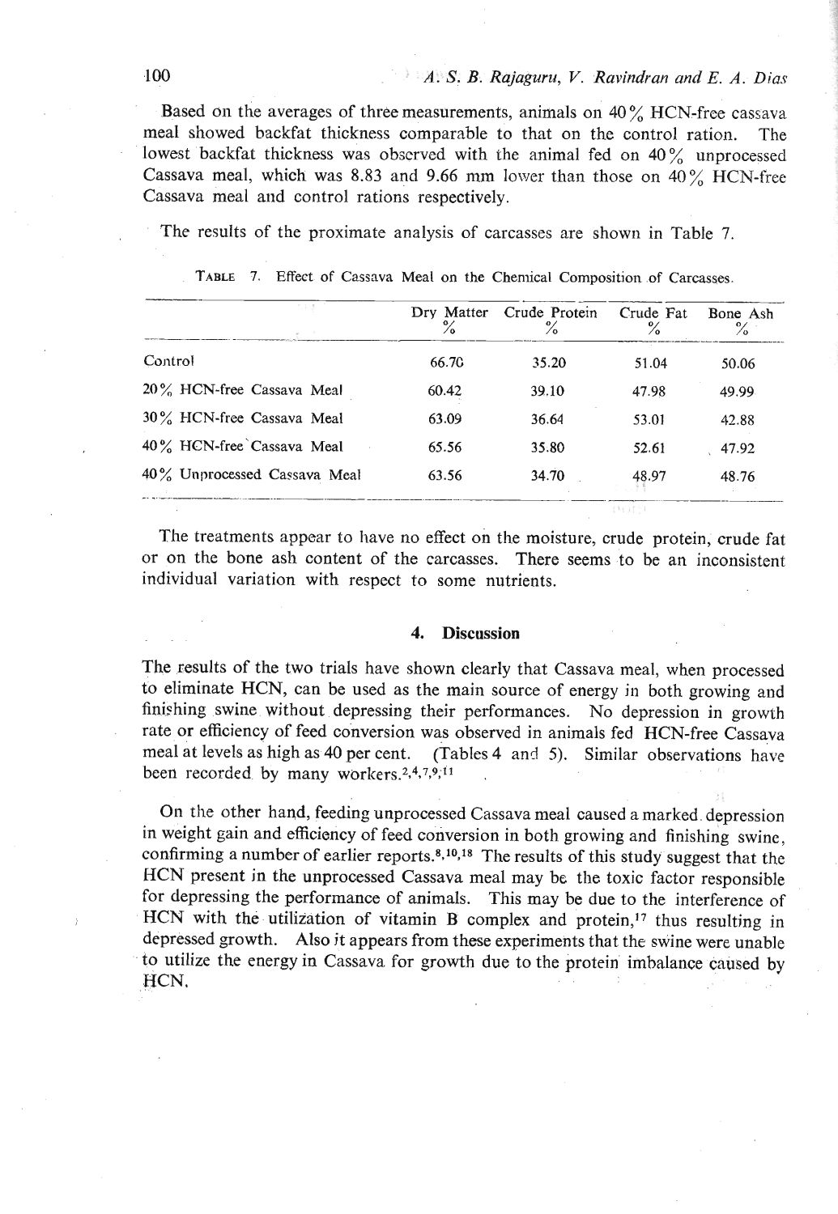Based on the averages of three measurements, animals on 40% HCN-free cassava meal showed backfat thickness comparable to that on the control ration. The lowest backfat thickness was observed with the animal fed on 40% unprocessed Cassava meal, which was 8.83 and 9.66 mm lower than those on 40% HCN-free Cassava meal and control rations respectively.

The results of the proximate analysis of carcasses are shown in Table 7.

TABLE 7. Effect of Cassava Meal on the Chemical Composition of Carcasses.

| | Dry Matter % | Crude Protein % | Crude Fat % | Bone Ash % |
|---|---|---|---|---|
| Control | 66.70 | 35.20 | 51.04 | 50.06 |
| 20% HCN-free Cassava Meal | 60.42 | 39.10 | 47.98 | 49.99 |
| 30% HCN-free Cassava Meal | 63.09 | 36.64 | 53.01 | 42.88 |
| 40% HCN-free Cassava Meal | 65.56 | 35.80 | 52.61 | 47.92 |
| 40% Unprocessed Cassava Meal | 63.56 | 34.70 | 48.97 | 48.76 |

The treatments appear to have no effect on the moisture, crude protein, crude fat or on the bone ash content of the carcasses. There seems to be an inconsistent individual variation with respect to some nutrients.

## 4. Discussion

The results of the two trials have shown clearly that Cassava meal, when processed to eliminate HCN, can be used as the main source of energy in both growing and finishing swine without depressing their performances. No depression in growth rate or efficiency of feed conversion was observed in animals fed HCN-free Cassava meal at levels as high as 40 per cent. (Tables 4 and 5). Similar observations have been recorded by many workers.[2,4,7,9,11]

On the other hand, feeding unprocessed Cassava meal caused a marked depression in weight gain and efficiency of feed conversion in both growing and finishing swine, confirming a number of earlier reports.[8,10,18] The results of this study suggest that the HCN present in the unprocessed Cassava meal may be the toxic factor responsible for depressing the performance of animals. This may be due to the interference of HCN with the utilization of vitamin B complex and protein,[17] thus resulting in depressed growth. Also it appears from these experiments that the swine were unable to utilize the energy in Cassava for growth due to the protein imbalance caused by HCN.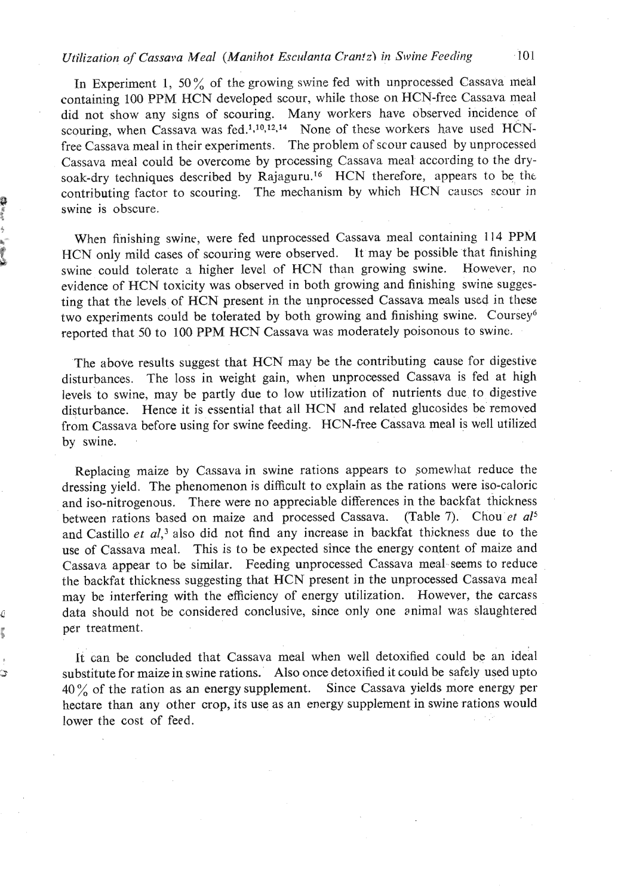In Experiment 1, 50% of the growing swine fed with unprocessed Cassava meal containing 100 PPM HCN developed scour, while those on HCN-free Cassava meal did not show any signs of scouring. Many workers have observed incidence of scouring, when Cassava was fed.[1,10,12,14] None of these workers have used HCN-free Cassava meal in their experiments. The problem of scour caused by unprocessed Cassava meal could be overcome by processing Cassava meal according to the dry-soak-dry techniques described by Rajaguru.[16] HCN therefore, appears to be the contributing factor to scouring. The mechanism by which HCN causes scour in swine is obscure.

When finishing swine, were fed unprocessed Cassava meal containing 114 PPM HCN only mild cases of scouring were observed. It may be possible that finishing swine could tolerate a higher level of HCN than growing swine. However, no evidence of HCN toxicity was observed in both growing and finishing swine suggesting that the levels of HCN present in the unprocessed Cassava meals used in these two experiments could be tolerated by both growing and finishing swine. Coursey[6] reported that 50 to 100 PPM HCN Cassava was moderately poisonous to swine.

The above results suggest that HCN may be the contributing cause for digestive disturbances. The loss in weight gain, when unprocessed Cassava is fed at high levels to swine, may be partly due to low utilization of nutrients due to digestive disturbance. Hence it is essential that all HCN and related glucosides be removed from Cassava before using for swine feeding. HCN-free Cassava meal is well utilized by swine.

Replacing maize by Cassava in swine rations appears to somewhat reduce the dressing yield. The phenomenon is difficult to explain as the rations were iso-caloric and iso-nitrogenous. There were no appreciable differences in the backfat thickness between rations based on maize and processed Cassava. (Table 7). Chou *et al*[5] and Castillo *et al*,[3] also did not find any increase in backfat thickness due to the use of Cassava meal. This is to be expected since the energy content of maize and Cassava appear to be similar. Feeding unprocessed Cassava meal seems to reduce the backfat thickness suggesting that HCN present in the unprocessed Cassava meal may be interfering with the efficiency of energy utilization. However, the carcass data should not be considered conclusive, since only one animal was slaughtered per treatment.

It can be concluded that Cassava meal when well detoxified could be an ideal substitute for maize in swine rations. Also once detoxified it could be safely used upto 40% of the ration as an energy supplement. Since Cassava yields more energy per hectare than any other crop, its use as an energy supplement in swine rations would lower the cost of feed.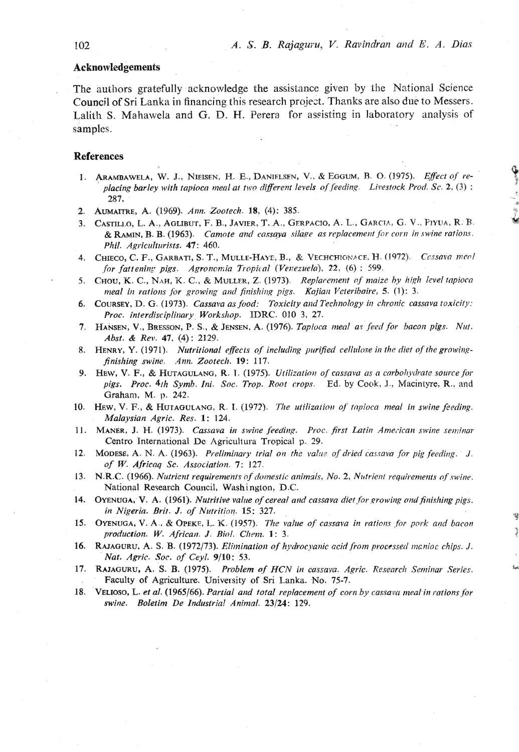## Acknowledgements

The authors gratefully acknowledge the assistance given by the National Science Council of Sri Lanka in financing this research project. Thanks are also due to Messers. Lalith S. Mahawela and G. D. H. Perera for assisting in laboratory analysis of samples.

## References

1. Arambawela, W. J., Nieisen, H. E., Danielsen, V., & Eggum, B. O. (1975). *Effect of replacing barley with tapioca meal at two different levels of feeding.* *Livestock Prod. Sc.* **2**, (3) : 287.
2. Aumaitre, A. (1969). *Ann. Zootech.* **18**, (4): 385.
3. Castillo, L. A., Aglibut, F. B., Javier, T. A., Gerpacio, A. L., Garcia, G. V., Fiyua, R. B. & Ramin, B. B. (1963). *Camote and cassaya silage as replacement for corn in swine rations. Phil. Agriculturists.* **47**: 460.
4. Chieco, C. F., Garbati, S. T., Mulle-Haye, B., & Vechchionace, H. (1972). *Cassava meal for fattening pigs. Agronomia Tropical (Venezuela),* **22**, (6) : 599.
5. Chou, K. C., Nah, K. C., & Muller, Z. (1973). *Replacement of maize by high level tapioca meal in rations for growing and finishing pigs. Kajian Veteribaire,* **5**. (1): 3.
6. Coursey, D. G. (1973). *Cassava as food: Toxicity and Technology in chronic cassava toxicity: Proc. interdisciplinary Workshop.* IDRC. 010 3, 27.
7. Hansen, V., Bresson, P. S., & Jensen, A. (1976). *Tapioca meal as feed for bacon pigs. Nut. Abst. & Rev.* **47**, (4): 2129.
8. Henry, Y. (1971). *Nutritional effects of including purified cellulose in the diet of the growing-finishing swine. Ann. Zootech.* **19**: 117.
9. Hew, V. F., & Hutagulang, R. I. (1975). *Utilization of cassava as a carbohydrate source for pigs. Proc. 4th Symb. Ini. Soc. Trop. Root crops.* Ed. by Cook, J., Macintyre, R., and Graham, M. p. 242.
10. Hew, V. F., & Hutagulang, R. I. (1972). *The utilization of tapioca meal in swine feeding. Malaysian Agric. Res.* **1**: 124.
11. Maner, J. H. (1973). *Cassava in swine feeding. Proc. first Latin American swine seminar* Centro International De Agricultura Tropical p. 29.
12. Modese, A. N. A. (1963). *Preliminary trial on the value of dried cassava for pig feeding. J. of W. Africaq Sc. Association.* **7**: 127.
13. N.R.C. (1966). *Nutrient requirements of domestic animals, No. 2, Nutrient requirements of swine.* National Research Council, Washington, D.C.
14. Oyenuga, V. A. (1961). *Nutritive value of cereal and cassava diet for growing and finishing pigs. in Nigeria. Brit. J. of Nutrition.* **15**: 327.
15. Oyenuga, V. A., & Opeke, L. K. (1957). *The value of cassava in rations for pork and bacon production. W. African. J. Biol. Chem.* **1**: 3.
16. Rajaguru, A. S. B. (1972/73). *Elimination of hydrocyanic acid from processed manioc chips. J. Nat. Agric. Soc. of Ceyl.* **9/10**: 53.
17. Rajaguru, A. S. B. (1975). *Problem of HCN in cassava. Agric. Research Seminar Series.* Faculty of Agriculture. University of Sri Lanka. No. 75-7.
18. Velioso, L. *et al.* (1965/66). *Partial and total replacement of corn by cassava meal in rations for swine. Boletim De Industrial Animal.* **23/24**: 129.